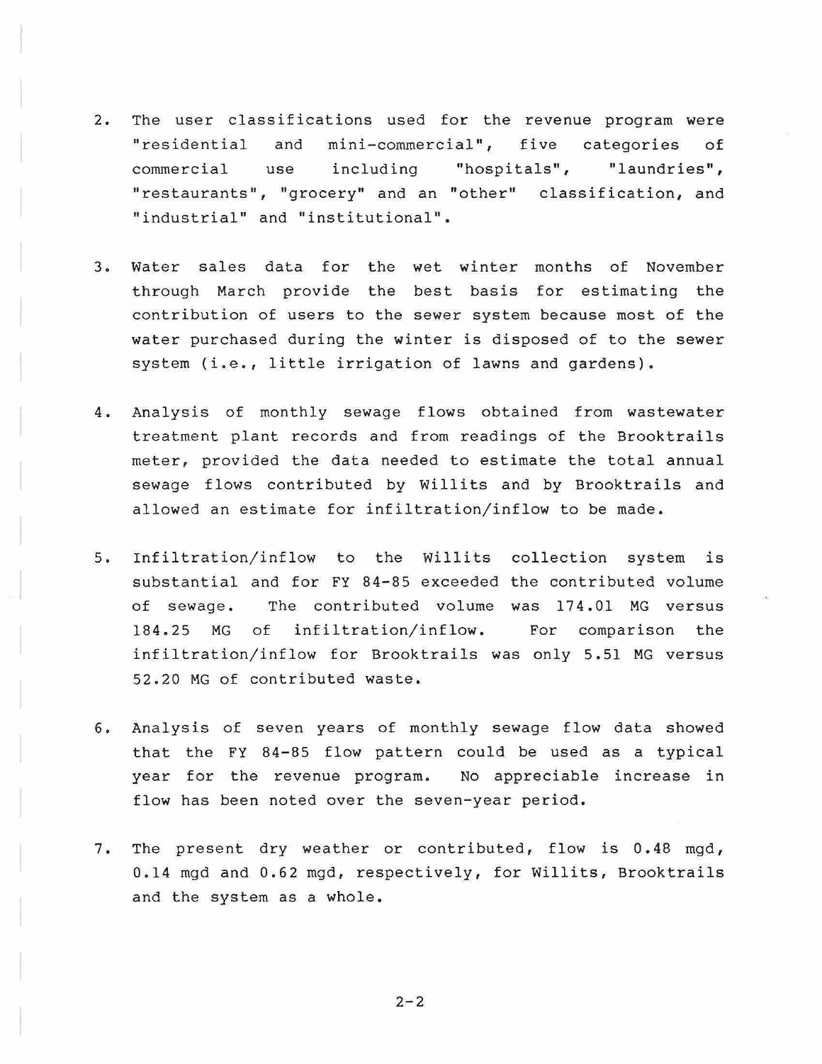2. The user classifications used for the revenue program were "residential and mini-commercial", five categories of commercial use including "hospitals", "laundries", "restaurants", "grocery" and an "other" classification, and "industrial" and "institutional".

3. Water sales data for the wet winter months of November through March provide the best basis for estimating the contribution of users to the sewer system because most of the water purchased during the winter is disposed of to the sewer system (i.e., little irrigation of lawns and gardens).

4. Analysis of monthly sewage flows obtained from wastewater treatment plant records and from readings of the Brooktrails meter, provided the data needed to estimate the total annual sewage flows contributed by Willits and by Brooktrails and allowed an estimate for infiltration/inflow to be made.

5. Infiltration/inflow to the Willits collection system is substantial and for FY 84-85 exceeded the contributed volume of sewage. The contributed volume was 174.01 MG versus 184.25 MG of infiltration/inflow. For comparison the infiltration/inflow for Brooktrails was only 5.51 MG versus 52.20 MG of contributed waste.

6. Analysis of seven years of monthly sewage flow data showed that the FY 84-85 flow pattern could be used as a typical year for the revenue program. No appreciable increase in flow has been noted over the seven-year period.

7. The present dry weather or contributed, flow is 0.48 mgd, 0.14 mgd and 0.62 mgd, respectively, for Willits, Brooktrails and the system as a whole.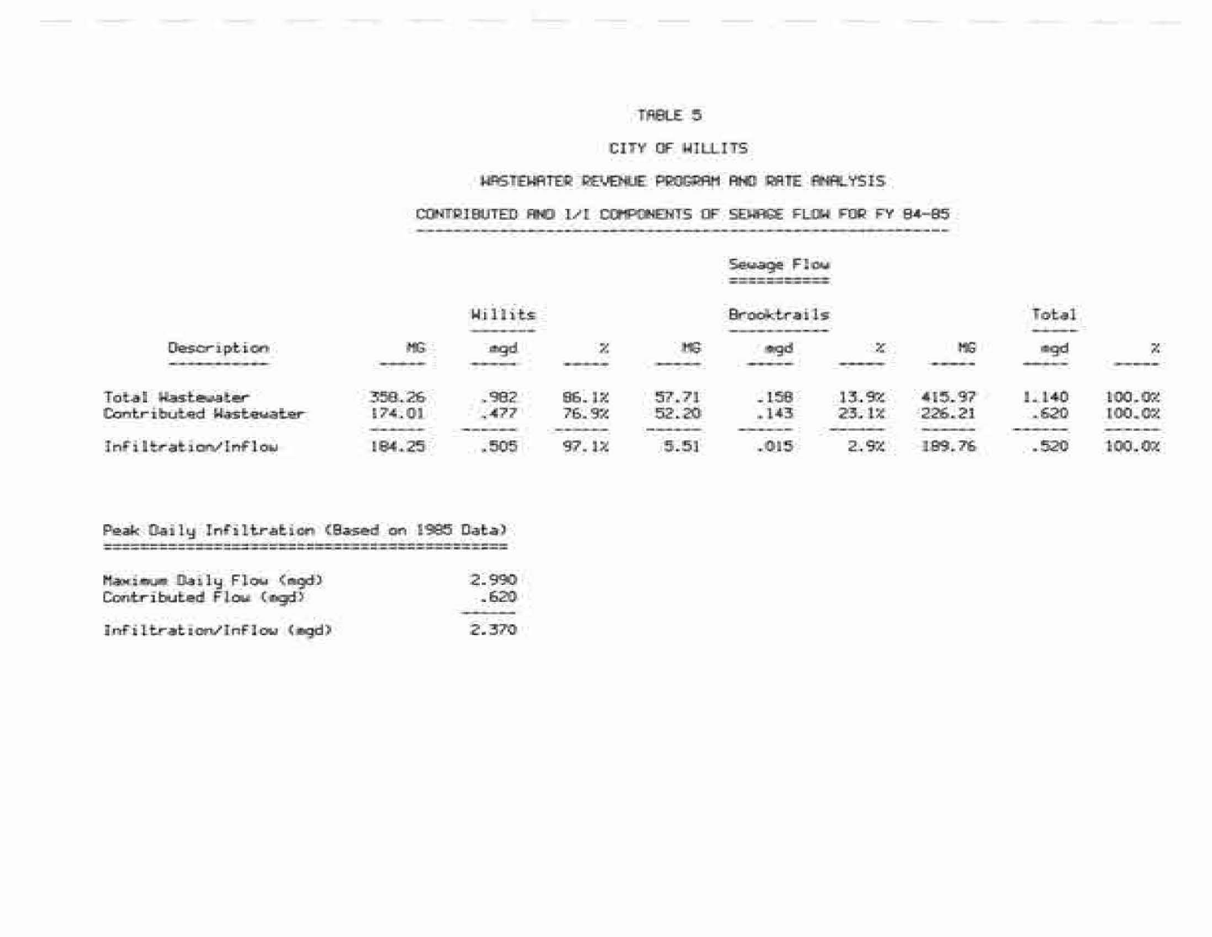TABLE 5

CITY OF WILLITS

WASTEWATER REVENUE PROGRAM AND RATE ANALYSIS

CONTRIBUTED AND I/I COMPONENTS OF SEWAGE FLOW FOR FY 84-85

| | Sewage Flow | | | | | | | | |
|---|---|---|---|---|---|---|---|---|---|
| | Willits | | | Brooktrails | | | Total | | |
| Description | MG | mgd | % | MG | mgd | % | MG | mgd | % |
| Total Wastewater | 358.26 | .982 | 86.1% | 57.71 | .158 | 13.9% | 415.97 | 1.140 | 100.0% |
| Contributed Wastewater | 174.01 | .477 | 76.9% | 52.20 | .143 | 23.1% | 226.21 | .620 | 100.0% |
| Infiltration/Inflow | 184.25 | .505 | 97.1% | 5.51 | .015 | 2.9% | 189.76 | .520 | 100.0% |

Peak Daily Infiltration (Based on 1985 Data)

| | |
|---|---|
| Maximum Daily Flow (mgd) | 2.990 |
| Contributed Flow (mgd) | .620 |
| Infiltration/Inflow (mgd) | 2.370 |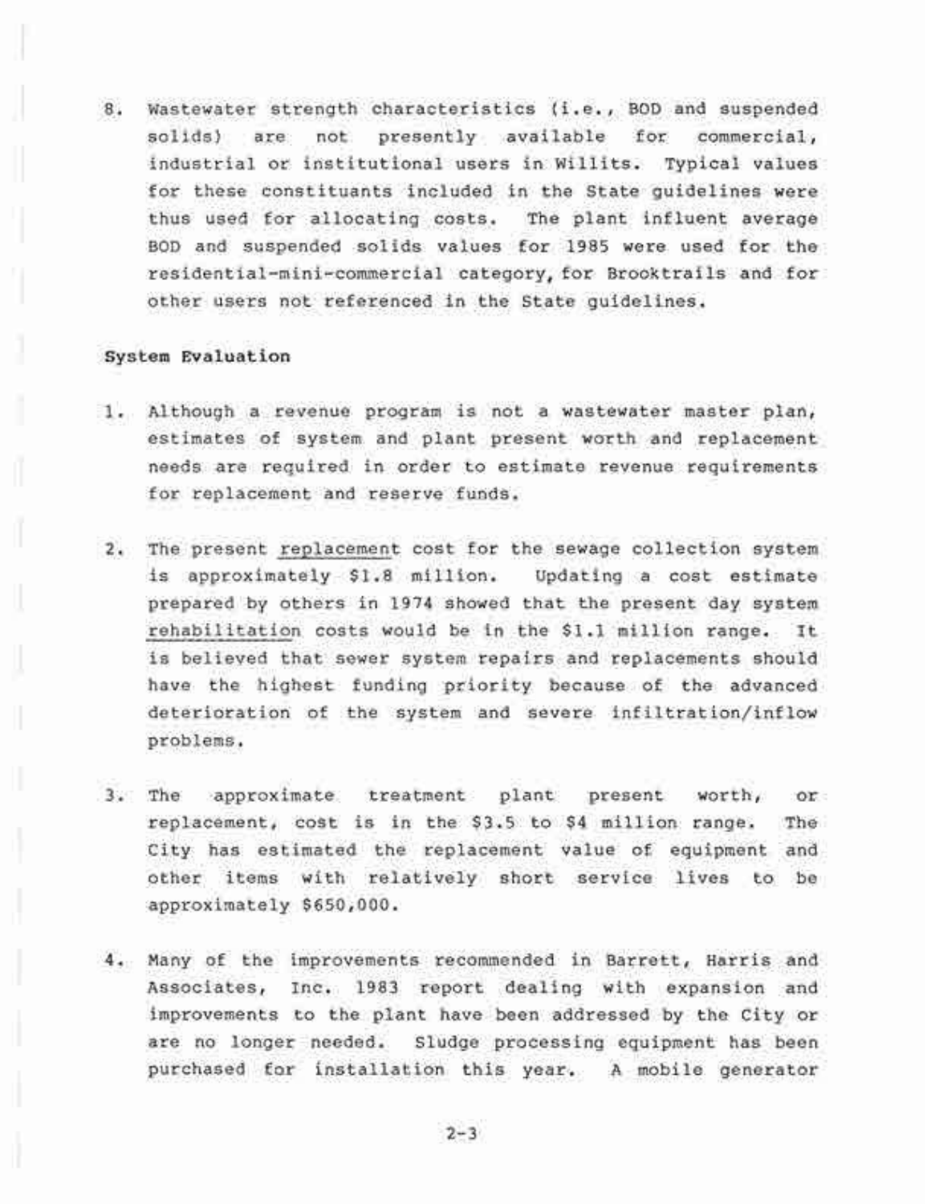8. Wastewater strength characteristics (i.e., BOD and suspended solids) are not presently available for commercial, industrial or institutional users in Willits. Typical values for these constituants included in the State guidelines were thus used for allocating costs. The plant influent average BOD and suspended solids values for 1985 were used for the residential-mini-commercial category, for Brooktrails and for other users not referenced in the State guidelines.

**System Evaluation**

1. Although a revenue program is not a wastewater master plan, estimates of system and plant present worth and replacement needs are required in order to estimate revenue requirements for replacement and reserve funds.

2. The present <u>replacement</u> cost for the sewage collection system is approximately $1.8 million. Updating a cost estimate prepared by others in 1974 showed that the present day system <u>rehabilitation</u> costs would be in the $1.1 million range. It is believed that sewer system repairs and replacements should have the highest funding priority because of the advanced deterioration of the system and severe infiltration/inflow problems.

3. The approximate treatment plant present worth, or replacement, cost is in the $3.5 to $4 million range. The City has estimated the replacement value of equipment and other items with relatively short service lives to be approximately $650,000.

4. Many of the improvements recommended in Barrett, Harris and Associates, Inc. 1983 report dealing with expansion and improvements to the plant have been addressed by the City or are no longer needed. Sludge processing equipment has been purchased for installation this year. A mobile generator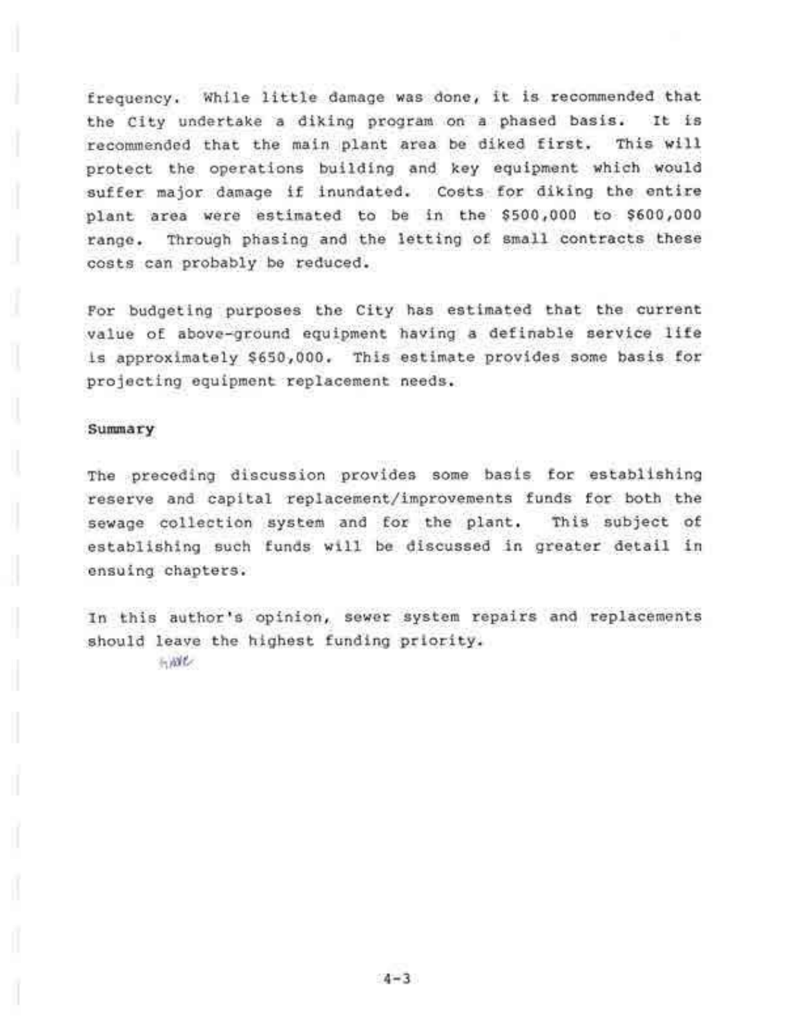frequency. While little damage was done, it is recommended that the City undertake a diking program on a phased basis. It is recommended that the main plant area be diked first. This will protect the operations building and key equipment which would suffer major damage if inundated. Costs for diking the entire plant area were estimated to be in the $500,000 to $600,000 range. Through phasing and the letting of small contracts these costs can probably be reduced.

For budgeting purposes the City has estimated that the current value of above-ground equipment having a definable service life is approximately $650,000. This estimate provides some basis for projecting equipment replacement needs.

**Summary**

The preceding discussion provides some basis for establishing reserve and capital replacement/improvements funds for both the sewage collection system and for the plant. This subject of establishing such funds will be discussed in greater detail in ensuing chapters.

In this author's opinion, sewer system repairs and replacements should leave the highest funding priority.
have